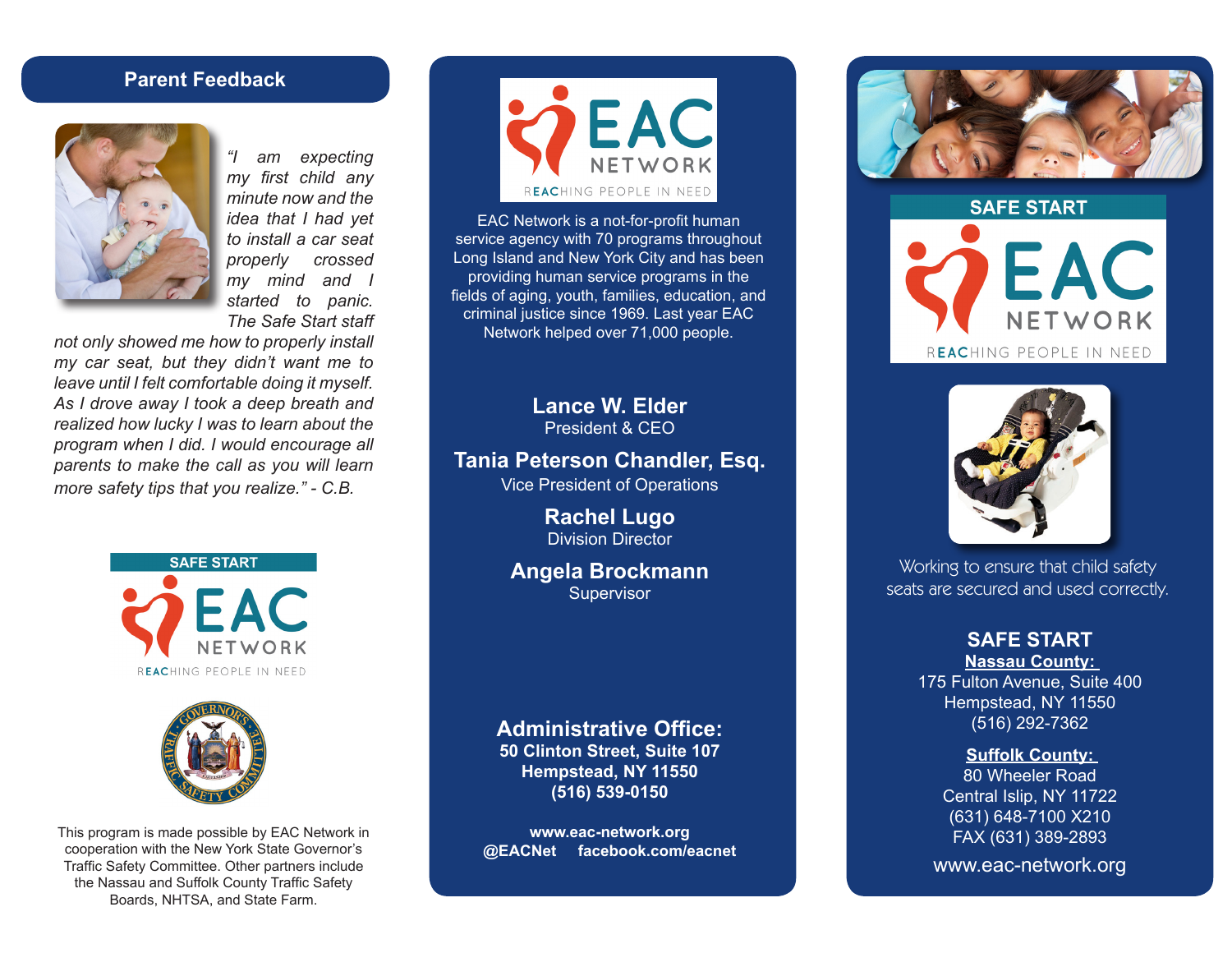## Parent Feedback

*"I am expecting my first child any minute now and the idea that I had yet to install a car seat properly crossed my mind and I started to panic. The Safe Start staff not only showed me how to properly install my car seat, but they didn't want me to leave until I felt comfortable doing it myself. As I drove away I took a deep breath and realized how lucky I was to learn about the program when I did. I would encourage all parents to make the call as you will learn more safety tips that you realize." - C.B.*

SAFE START

EAC NETWORK

REACHING PEOPLE IN NEED

This program is made possible by EAC Network in cooperation with the New York State Governor's Traffic Safety Committee. Other partners include the Nassau and Suffolk County Traffic Safety Boards, NHTSA, and State Farm.

EAC NETWORK

REACHING PEOPLE IN NEED

EAC Network is a not-for-profit human service agency with 70 programs throughout Long Island and New York City and has been providing human service programs in the fields of aging, youth, families, education, and criminal justice since 1969. Last year EAC Network helped over 71,000 people.

**Lance W. Elder**
President & CEO

**Tania Peterson Chandler, Esq.**
Vice President of Operations

**Rachel Lugo**
Division Director

**Angela Brockmann**
Supervisor

**Administrative Office:**
**50 Clinton Street, Suite 107**
**Hempstead, NY 11550**
**(516) 539-0150**

**www.eac-network.org**
**@EACNet facebook.com/eacnet**

## SAFE START

EAC NETWORK

REACHING PEOPLE IN NEED

Working to ensure that child safety seats are secured and used correctly.

### SAFE START

**Nassau County:**
175 Fulton Avenue, Suite 400
Hempstead, NY 11550
(516) 292-7362

**Suffolk County:**
80 Wheeler Road
Central Islip, NY 11722
(631) 648-7100 X210
FAX (631) 389-2893

www.eac-network.org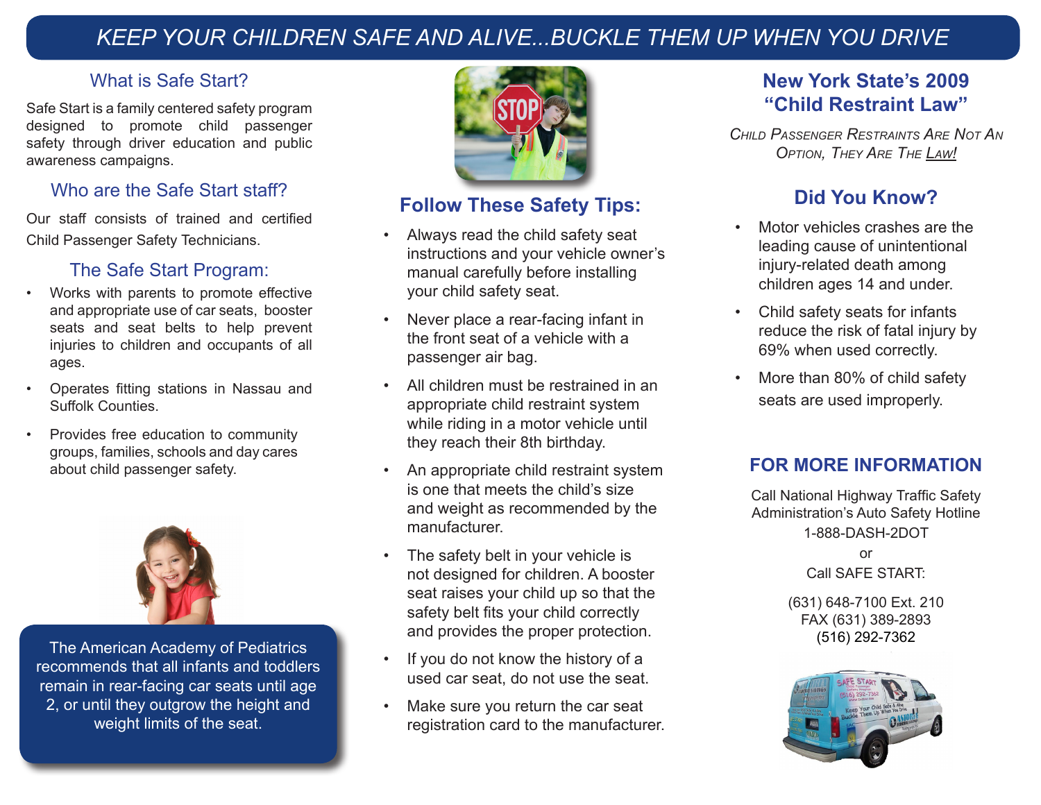# KEEP YOUR CHILDREN SAFE AND ALIVE...BUCKLE THEM UP WHEN YOU DRIVE

## What is Safe Start?

Safe Start is a family centered safety program designed to promote child passenger safety through driver education and public awareness campaigns.

## Who are the Safe Start staff?

Our staff consists of trained and certified Child Passenger Safety Technicians.

## The Safe Start Program:

- Works with parents to promote effective and appropriate use of car seats, booster seats and seat belts to help prevent injuries to children and occupants of all ages.
- Operates fitting stations in Nassau and Suffolk Counties.
- Provides free education to community groups, families, schools and day cares about child passenger safety.

The American Academy of Pediatrics recommends that all infants and toddlers remain in rear-facing car seats until age 2, or until they outgrow the height and weight limits of the seat.

## Follow These Safety Tips:

- Always read the child safety seat instructions and your vehicle owner's manual carefully before installing your child safety seat.
- Never place a rear-facing infant in the front seat of a vehicle with a passenger air bag.
- All children must be restrained in an appropriate child restraint system while riding in a motor vehicle until they reach their 8th birthday.
- An appropriate child restraint system is one that meets the child's size and weight as recommended by the manufacturer.
- The safety belt in your vehicle is not designed for children. A booster seat raises your child up so that the safety belt fits your child correctly and provides the proper protection.
- If you do not know the history of a used car seat, do not use the seat.
- Make sure you return the car seat registration card to the manufacturer.

## New York State's 2009 "Child Restraint Law"

*Child Passenger Restraints Are Not An Option, They Are The Law!*

## Did You Know?

- Motor vehicles crashes are the leading cause of unintentional injury-related death among children ages 14 and under.
- Child safety seats for infants reduce the risk of fatal injury by 69% when used correctly.
- More than 80% of child safety seats are used improperly.

## FOR MORE INFORMATION

Call National Highway Traffic Safety Administration's Auto Safety Hotline

1-888-DASH-2DOT

or

Call SAFE START:

(631) 648-7100 Ext. 210
FAX (631) 389-2893
(516) 292-7362